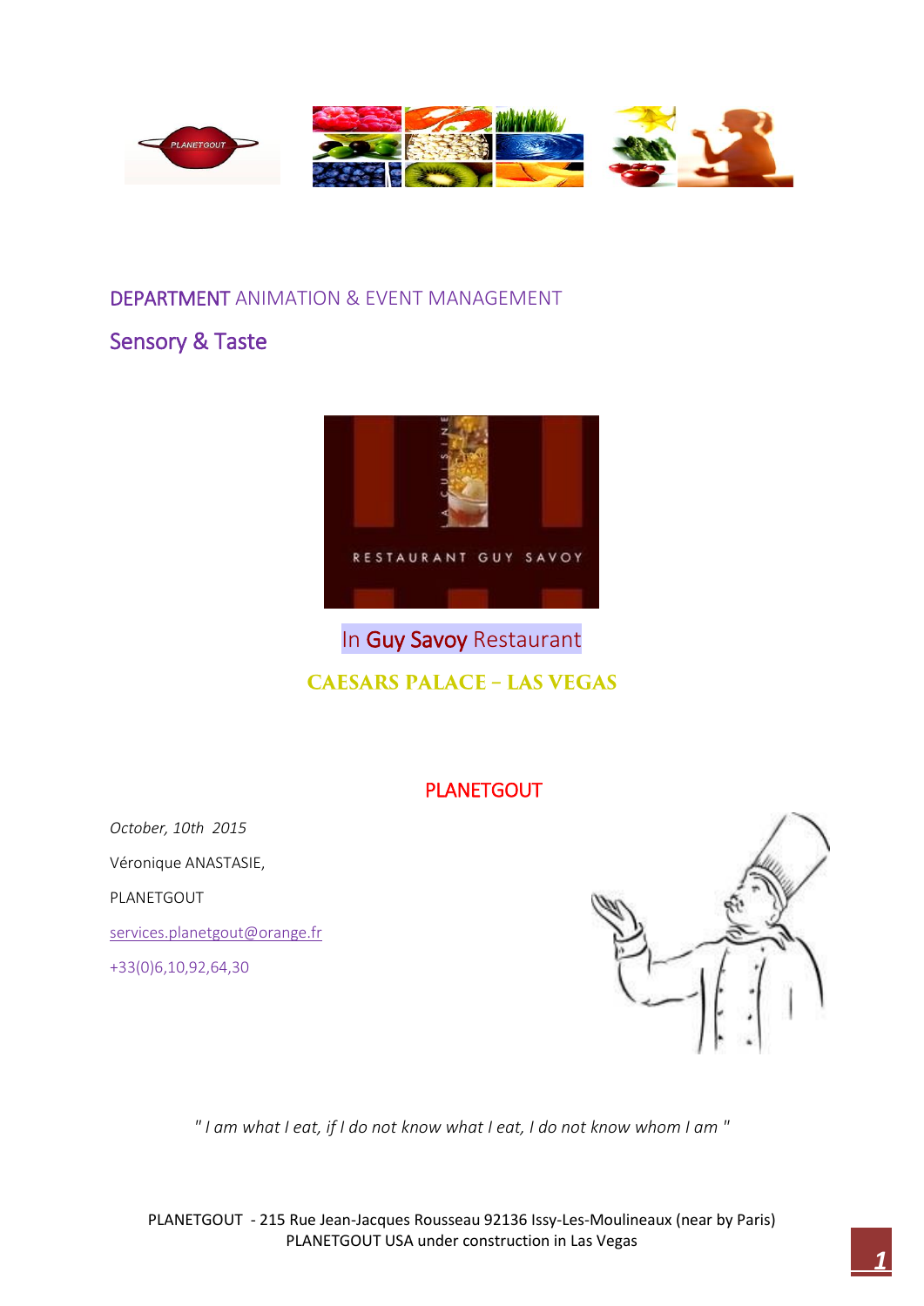## DEPARTMENT ANIMATION & EVENT MANAGEMENT

## Sensory & Taste

In Guy Savoy Restaurant

**CAESARS PALACE – LAS VEGAS**

PLANETGOUT

*October, 10th 2015*

Véronique ANASTASIE,

PLANETGOUT

services.planetgout@orange.fr

+33(0)6,10,92,64,30

*" I am what I eat, if I do not know what I eat, I do not know whom I am "*

PLANETGOUT - 215 Rue Jean-Jacques Rousseau 92136 Issy-Les-Moulineaux (near by Paris)
PLANETGOUT USA under construction in Las Vegas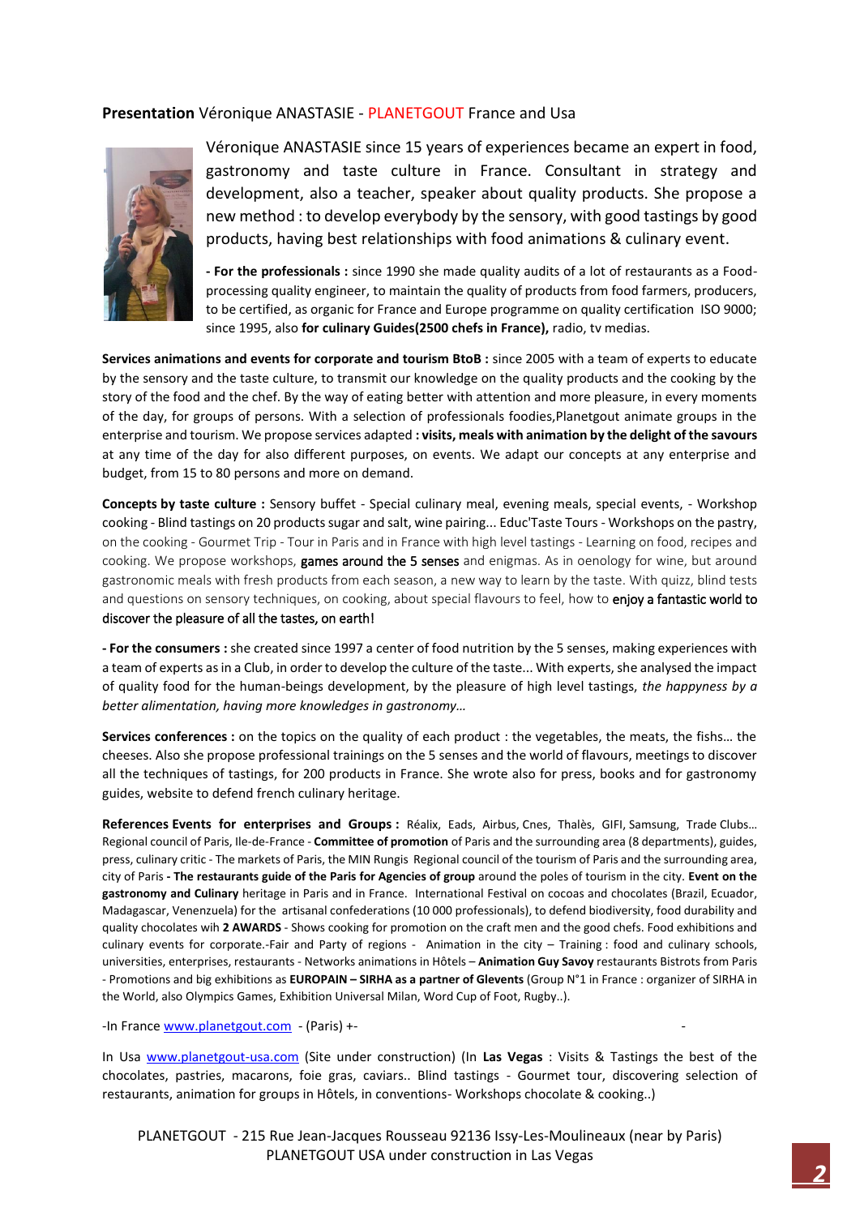**Presentation** Véronique ANASTASIE - PLANETGOUT France and Usa

Véronique ANASTASIE since 15 years of experiences became an expert in food, gastronomy and taste culture in France. Consultant in strategy and development, also a teacher, speaker about quality products. She propose a new method : to develop everybody by the sensory, with good tastings by good products, having best relationships with food animations & culinary event.

**- For the professionals :** since 1990 she made quality audits of a lot of restaurants as a Food-processing quality engineer, to maintain the quality of products from food farmers, producers, to be certified, as organic for France and Europe programme on quality certification ISO 9000; since 1995, also **for culinary Guides(2500 chefs in France),** radio, tv medias.

**Services animations and events for corporate and tourism BtoB :** since 2005 with a team of experts to educate by the sensory and the taste culture, to transmit our knowledge on the quality products and the cooking by the story of the food and the chef. By the way of eating better with attention and more pleasure, in every moments of the day, for groups of persons. With a selection of professionals foodies,Planetgout animate groups in the enterprise and tourism. We propose services adapted **: visits, meals with animation by the delight of the savours** at any time of the day for also different purposes, on events. We adapt our concepts at any enterprise and budget, from 15 to 80 persons and more on demand.

**Concepts by taste culture :** Sensory buffet - Special culinary meal, evening meals, special events, - Workshop cooking - Blind tastings on 20 products sugar and salt, wine pairing... Educ'Taste Tours - Workshops on the pastry, on the cooking - Gourmet Trip - Tour in Paris and in France with high level tastings - Learning on food, recipes and cooking. We propose workshops, games around the 5 senses and enigmas. As in oenology for wine, but around gastronomic meals with fresh products from each season, a new way to learn by the taste. With quizz, blind tests and questions on sensory techniques, on cooking, about special flavours to feel, how to enjoy a fantastic world to discover the pleasure of all the tastes, on earth!

**- For the consumers :** she created since 1997 a center of food nutrition by the 5 senses, making experiences with a team of experts as in a Club, in order to develop the culture of the taste... With experts, she analysed the impact of quality food for the human-beings development, by the pleasure of high level tastings, *the happyness by a better alimentation, having more knowledges in gastronomy…*

**Services conferences :** on the topics on the quality of each product : the vegetables, the meats, the fishs… the cheeses. Also she propose professional trainings on the 5 senses and the world of flavours, meetings to discover all the techniques of tastings, for 200 products in France. She wrote also for press, books and for gastronomy guides, website to defend french culinary heritage.

**References Events for enterprises and Groups :** Réalix, Eads, Airbus, Cnes, Thalès, GIFI, Samsung, Trade Clubs… Regional council of Paris, Ile-de-France - **Committee of promotion** of Paris and the surrounding area (8 departments), guides, press, culinary critic - The markets of Paris, the MIN Rungis Regional council of the tourism of Paris and the surrounding area, city of Paris **- The restaurants guide of the Paris for Agencies of group** around the poles of tourism in the city. **Event on the gastronomy and Culinary** heritage in Paris and in France. International Festival on cocoas and chocolates (Brazil, Ecuador, Madagascar, Venenzuela) for the artisanal confederations (10 000 professionals), to defend biodiversity, food durability and quality chocolates wih **2 AWARDS** - Shows cooking for promotion on the craft men and the good chefs. Food exhibitions and culinary events for corporate.-Fair and Party of regions - Animation in the city – Training : food and culinary schools, universities, enterprises, restaurants - Networks animations in Hôtels – **Animation Guy Savoy** restaurants Bistrots from Paris - Promotions and big exhibitions as **EUROPAIN – SIRHA as a partner of Glevents** (Group N°1 in France : organizer of SIRHA in the World, also Olympics Games, Exhibition Universal Milan, Word Cup of Foot, Rugby..).

-In France www.planetgout.com - (Paris) +- -

In Usa www.planetgout-usa.com (Site under construction) (In **Las Vegas** : Visits & Tastings the best of the chocolates, pastries, macarons, foie gras, caviars.. Blind tastings - Gourmet tour, discovering selection of restaurants, animation for groups in Hôtels, in conventions- Workshops chocolate & cooking..)

PLANETGOUT - 215 Rue Jean-Jacques Rousseau 92136 Issy-Les-Moulineaux (near by Paris)
PLANETGOUT USA under construction in Las Vegas